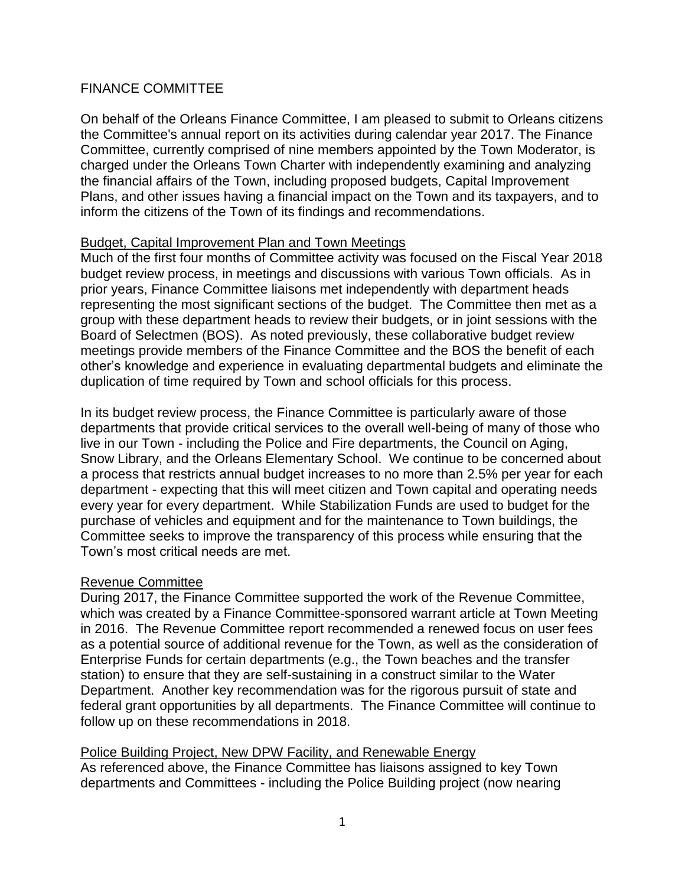# FINANCE COMMITTEE

On behalf of the Orleans Finance Committee, I am pleased to submit to Orleans citizens the Committee's annual report on its activities during calendar year 2017. The Finance Committee, currently comprised of nine members appointed by the Town Moderator, is charged under the Orleans Town Charter with independently examining and analyzing the financial affairs of the Town, including proposed budgets, Capital Improvement Plans, and other issues having a financial impact on the Town and its taxpayers, and to inform the citizens of the Town of its findings and recommendations.

## Budget, Capital Improvement Plan and Town Meetings

Much of the first four months of Committee activity was focused on the Fiscal Year 2018 budget review process, in meetings and discussions with various Town officials. As in prior years, Finance Committee liaisons met independently with department heads representing the most significant sections of the budget. The Committee then met as a group with these department heads to review their budgets, or in joint sessions with the Board of Selectmen (BOS). As noted previously, these collaborative budget review meetings provide members of the Finance Committee and the BOS the benefit of each other's knowledge and experience in evaluating departmental budgets and eliminate the duplication of time required by Town and school officials for this process.

In its budget review process, the Finance Committee is particularly aware of those departments that provide critical services to the overall well-being of many of those who live in our Town - including the Police and Fire departments, the Council on Aging, Snow Library, and the Orleans Elementary School. We continue to be concerned about a process that restricts annual budget increases to no more than 2.5% per year for each department - expecting that this will meet citizen and Town capital and operating needs every year for every department. While Stabilization Funds are used to budget for the purchase of vehicles and equipment and for the maintenance to Town buildings, the Committee seeks to improve the transparency of this process while ensuring that the Town's most critical needs are met.

## Revenue Committee

During 2017, the Finance Committee supported the work of the Revenue Committee, which was created by a Finance Committee-sponsored warrant article at Town Meeting in 2016. The Revenue Committee report recommended a renewed focus on user fees as a potential source of additional revenue for the Town, as well as the consideration of Enterprise Funds for certain departments (e.g., the Town beaches and the transfer station) to ensure that they are self-sustaining in a construct similar to the Water Department. Another key recommendation was for the rigorous pursuit of state and federal grant opportunities by all departments. The Finance Committee will continue to follow up on these recommendations in 2018.

## Police Building Project, New DPW Facility, and Renewable Energy

As referenced above, the Finance Committee has liaisons assigned to key Town departments and Committees - including the Police Building project (now nearing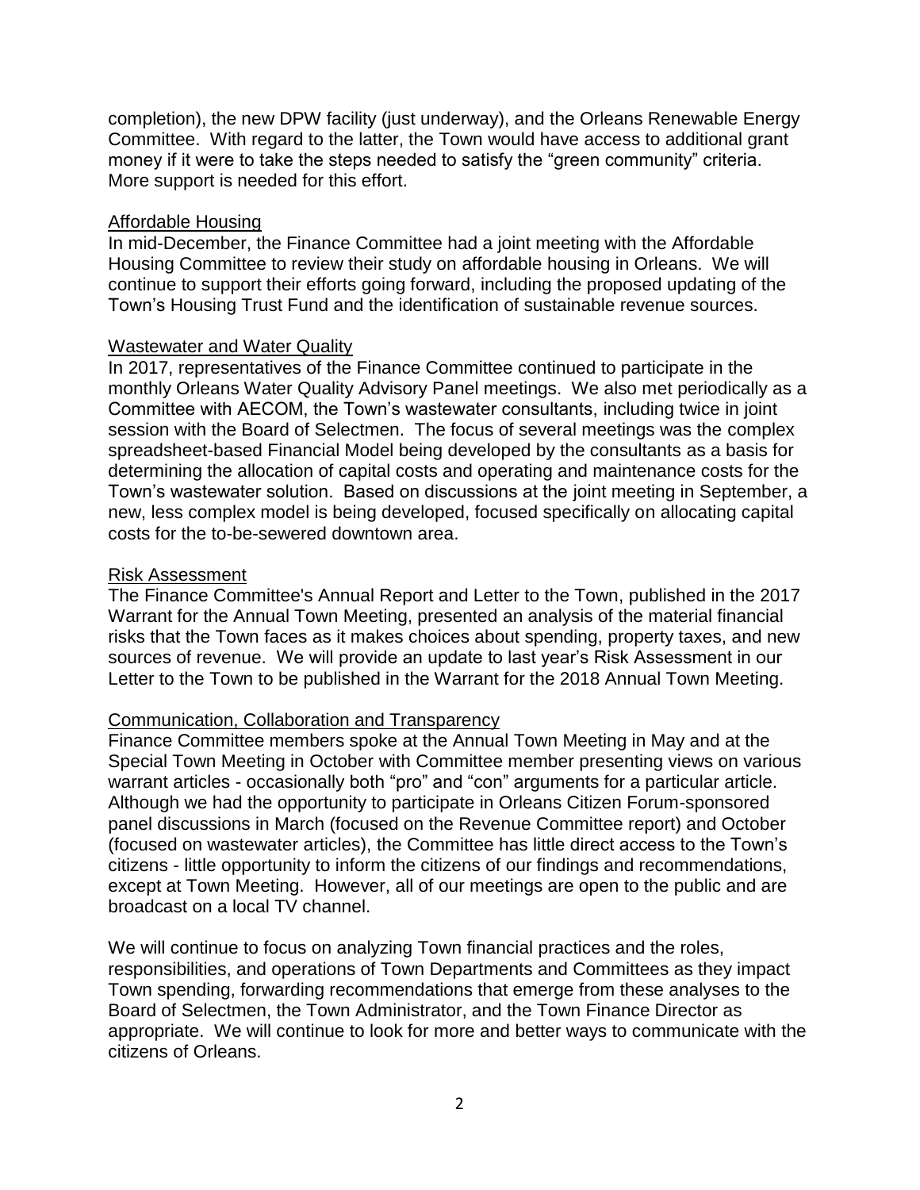completion), the new DPW facility (just underway), and the Orleans Renewable Energy Committee. With regard to the latter, the Town would have access to additional grant money if it were to take the steps needed to satisfy the "green community" criteria. More support is needed for this effort.

## Affordable Housing

In mid-December, the Finance Committee had a joint meeting with the Affordable Housing Committee to review their study on affordable housing in Orleans. We will continue to support their efforts going forward, including the proposed updating of the Town's Housing Trust Fund and the identification of sustainable revenue sources.

## Wastewater and Water Quality

In 2017, representatives of the Finance Committee continued to participate in the monthly Orleans Water Quality Advisory Panel meetings. We also met periodically as a Committee with AECOM, the Town's wastewater consultants, including twice in joint session with the Board of Selectmen. The focus of several meetings was the complex spreadsheet-based Financial Model being developed by the consultants as a basis for determining the allocation of capital costs and operating and maintenance costs for the Town's wastewater solution. Based on discussions at the joint meeting in September, a new, less complex model is being developed, focused specifically on allocating capital costs for the to-be-sewered downtown area.

## Risk Assessment

The Finance Committee's Annual Report and Letter to the Town, published in the 2017 Warrant for the Annual Town Meeting, presented an analysis of the material financial risks that the Town faces as it makes choices about spending, property taxes, and new sources of revenue. We will provide an update to last year's Risk Assessment in our Letter to the Town to be published in the Warrant for the 2018 Annual Town Meeting.

## Communication, Collaboration and Transparency

Finance Committee members spoke at the Annual Town Meeting in May and at the Special Town Meeting in October with Committee member presenting views on various warrant articles - occasionally both "pro" and "con" arguments for a particular article. Although we had the opportunity to participate in Orleans Citizen Forum-sponsored panel discussions in March (focused on the Revenue Committee report) and October (focused on wastewater articles), the Committee has little direct access to the Town's citizens - little opportunity to inform the citizens of our findings and recommendations, except at Town Meeting. However, all of our meetings are open to the public and are broadcast on a local TV channel.

We will continue to focus on analyzing Town financial practices and the roles, responsibilities, and operations of Town Departments and Committees as they impact Town spending, forwarding recommendations that emerge from these analyses to the Board of Selectmen, the Town Administrator, and the Town Finance Director as appropriate. We will continue to look for more and better ways to communicate with the citizens of Orleans.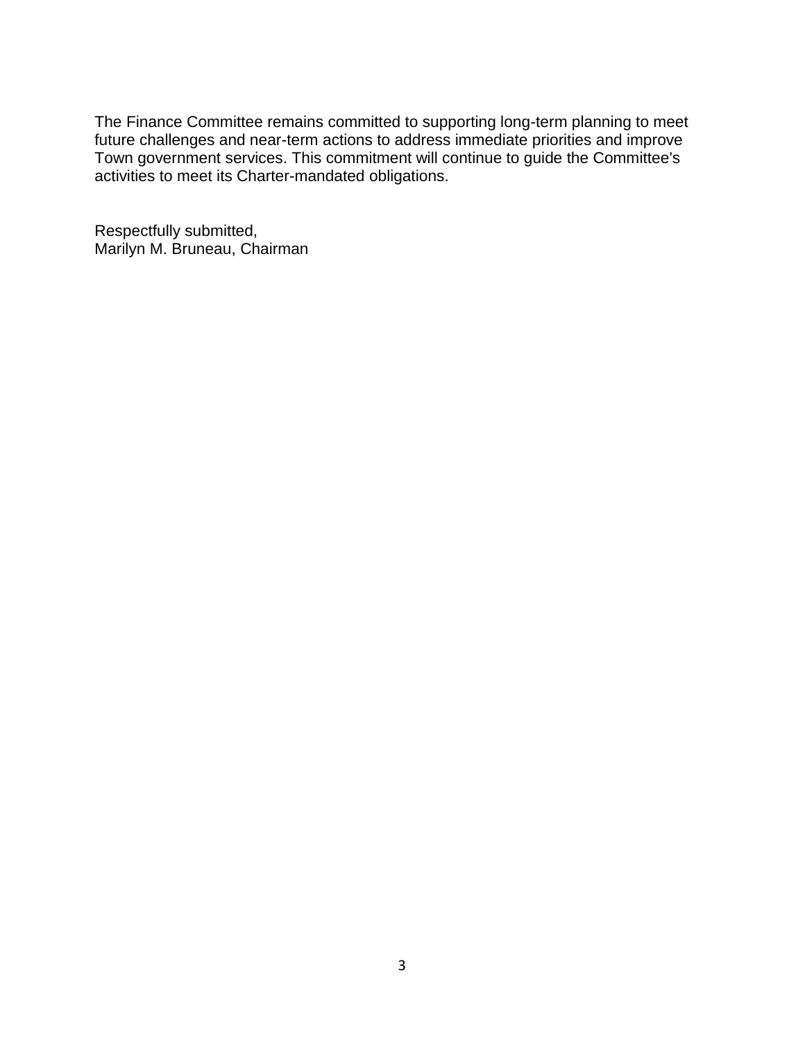The Finance Committee remains committed to supporting long-term planning to meet future challenges and near-term actions to address immediate priorities and improve Town government services. This commitment will continue to guide the Committee's activities to meet its Charter-mandated obligations.

Respectfully submitted,
Marilyn M. Bruneau, Chairman